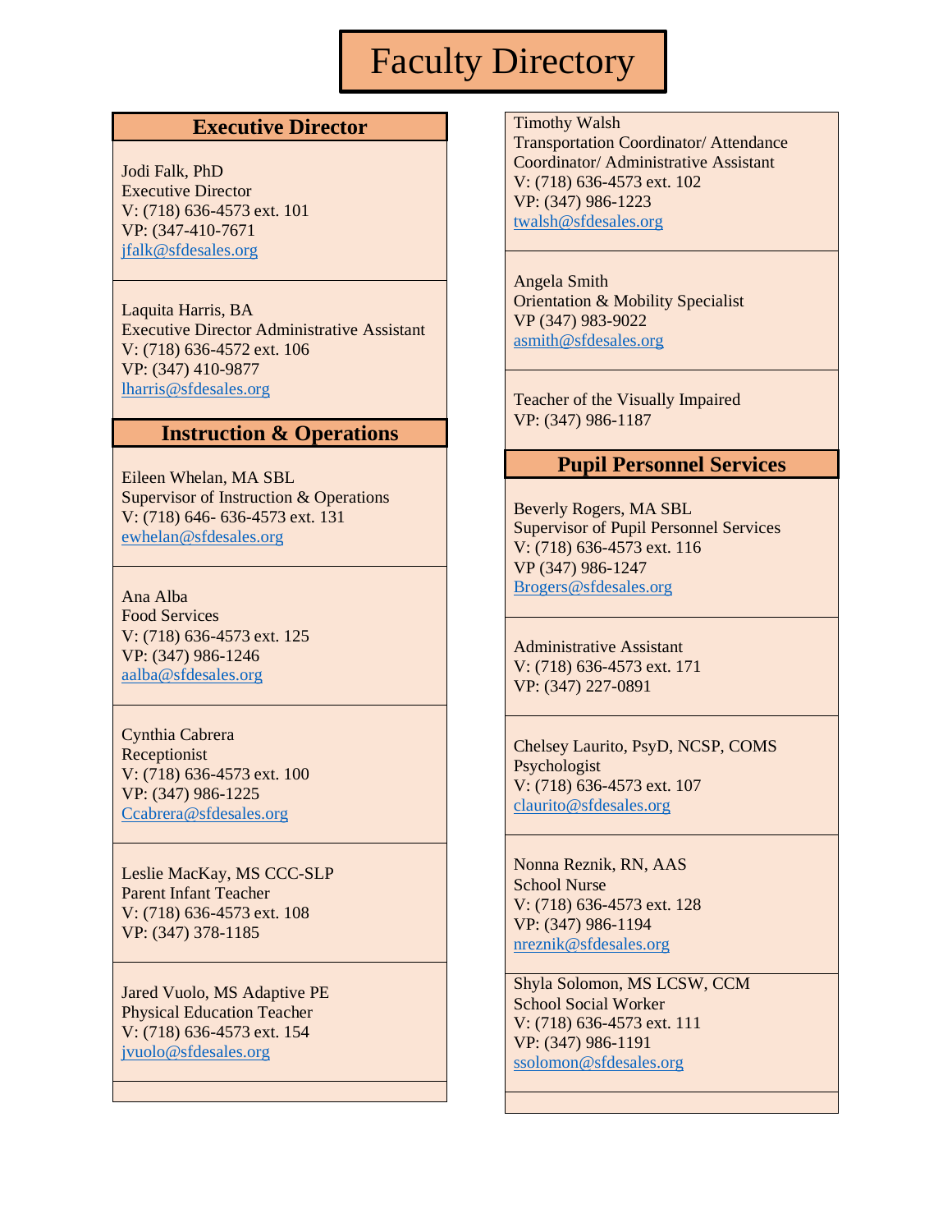# Faculty Directory

## Executive Director

Jodi Falk, PhD
Executive Director
V: (718) 636-4573 ext. 101
VP: (347-410-7671
jfalk@sfdesales.org

Laquita Harris, BA
Executive Director Administrative Assistant
V: (718) 636-4572 ext. 106
VP: (347) 410-9877
lharris@sfdesales.org

## Instruction & Operations

Eileen Whelan, MA SBL
Supervisor of Instruction & Operations
V: (718) 646- 636-4573 ext. 131
ewhelan@sfdesales.org

Ana Alba
Food Services
V: (718) 636-4573 ext. 125
VP: (347) 986-1246
aalba@sfdesales.org

Cynthia Cabrera
Receptionist
V: (718) 636-4573 ext. 100
VP: (347) 986-1225
Ccabrera@sfdesales.org

Leslie MacKay, MS CCC-SLP
Parent Infant Teacher
V: (718) 636-4573 ext. 108
VP: (347) 378-1185

Jared Vuolo, MS Adaptive PE
Physical Education Teacher
V: (718) 636-4573 ext. 154
jvuolo@sfdesales.org

Timothy Walsh
Transportation Coordinator/ Attendance Coordinator/ Administrative Assistant
V: (718) 636-4573 ext. 102
VP: (347) 986-1223
twalsh@sfdesales.org

Angela Smith
Orientation & Mobility Specialist
VP (347) 983-9022
asmith@sfdesales.org

Teacher of the Visually Impaired
VP: (347) 986-1187

## Pupil Personnel Services

Beverly Rogers, MA SBL
Supervisor of Pupil Personnel Services
V: (718) 636-4573 ext. 116
VP (347) 986-1247
Brogers@sfdesales.org

Administrative Assistant
V: (718) 636-4573 ext. 171
VP: (347) 227-0891

Chelsey Laurito, PsyD, NCSP, COMS
Psychologist
V: (718) 636-4573 ext. 107
claurito@sfdesales.org

Nonna Reznik, RN, AAS
School Nurse
V: (718) 636-4573 ext. 128
VP: (347) 986-1194
nreznik@sfdesales.org

Shyla Solomon, MS LCSW, CCM
School Social Worker
V: (718) 636-4573 ext. 111
VP: (347) 986-1191
ssolomon@sfdesales.org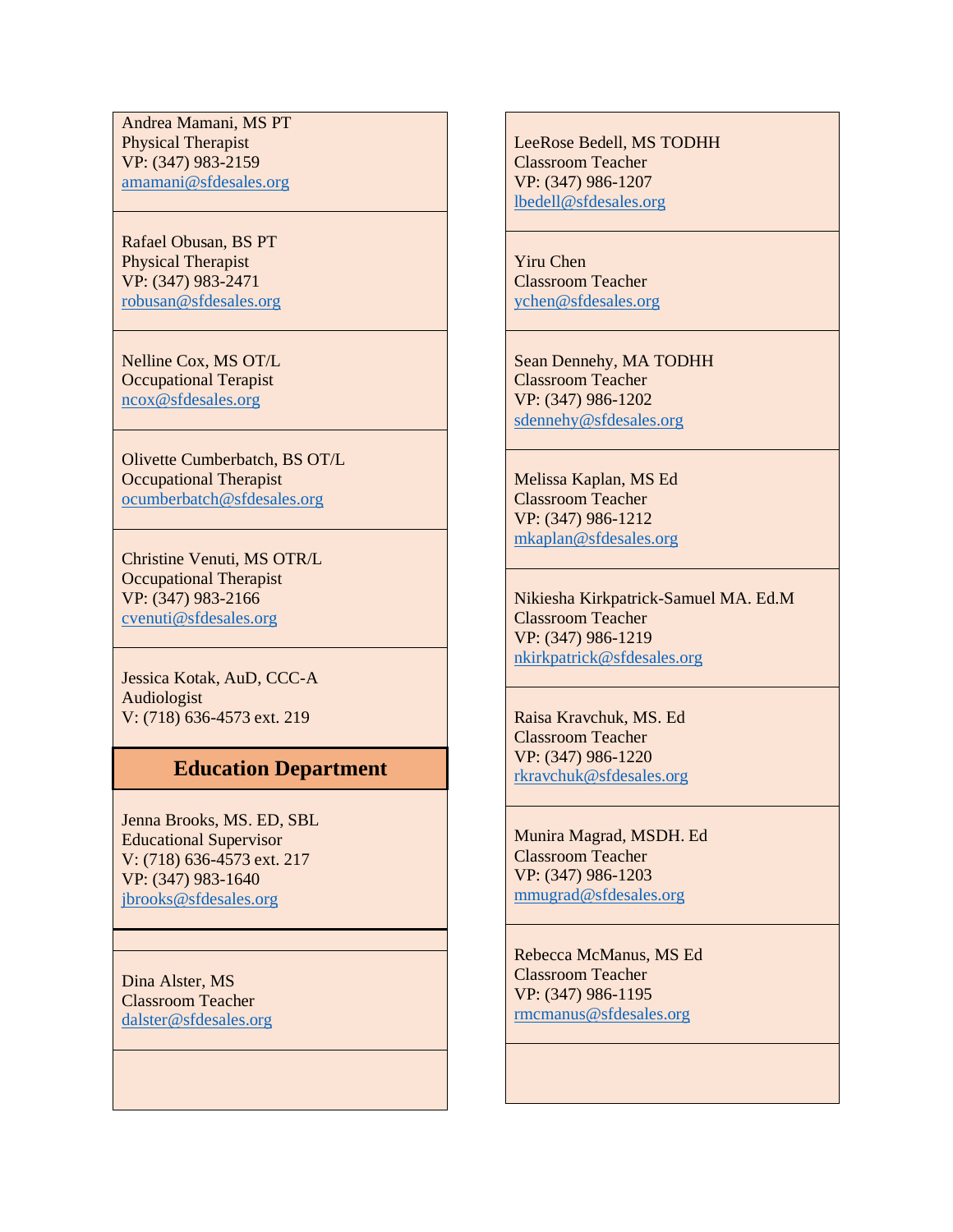Andrea Mamani, MS PT
Physical Therapist
VP: (347) 983-2159
amamani@sfdesales.org

Rafael Obusan, BS PT
Physical Therapist
VP: (347) 983-2471
robusan@sfdesales.org

Nelline Cox, MS OT/L
Occupational Terapist
ncox@sfdesales.org

Olivette Cumberbatch, BS OT/L
Occupational Therapist
ocumberbatch@sfdesales.org

Christine Venuti, MS OTR/L
Occupational Therapist
VP: (347) 983-2166
cvenuti@sfdesales.org

Jessica Kotak, AuD, CCC-A
Audiologist
V: (718) 636-4573 ext. 219

## Education Department

Jenna Brooks, MS. ED, SBL
Educational Supervisor
V: (718) 636-4573 ext. 217
VP: (347) 983-1640
jbrooks@sfdesales.org

Dina Alster, MS
Classroom Teacher
dalster@sfdesales.org

LeeRose Bedell, MS TODHH
Classroom Teacher
VP: (347) 986-1207
lbedell@sfdesales.org

Yiru Chen
Classroom Teacher
ychen@sfdesales.org

Sean Dennehy, MA TODHH
Classroom Teacher
VP: (347) 986-1202
sdennehy@sfdesales.org

Melissa Kaplan, MS Ed
Classroom Teacher
VP: (347) 986-1212
mkaplan@sfdesales.org

Nikiesha Kirkpatrick-Samuel MA. Ed.M
Classroom Teacher
VP: (347) 986-1219
nkirkpatrick@sfdesales.org

Raisa Kravchuk, MS. Ed
Classroom Teacher
VP: (347) 986-1220
rkravchuk@sfdesales.org

Munira Magrad, MSDH. Ed
Classroom Teacher
VP: (347) 986-1203
mmugrad@sfdesales.org

Rebecca McManus, MS Ed
Classroom Teacher
VP: (347) 986-1195
rmcmanus@sfdesales.org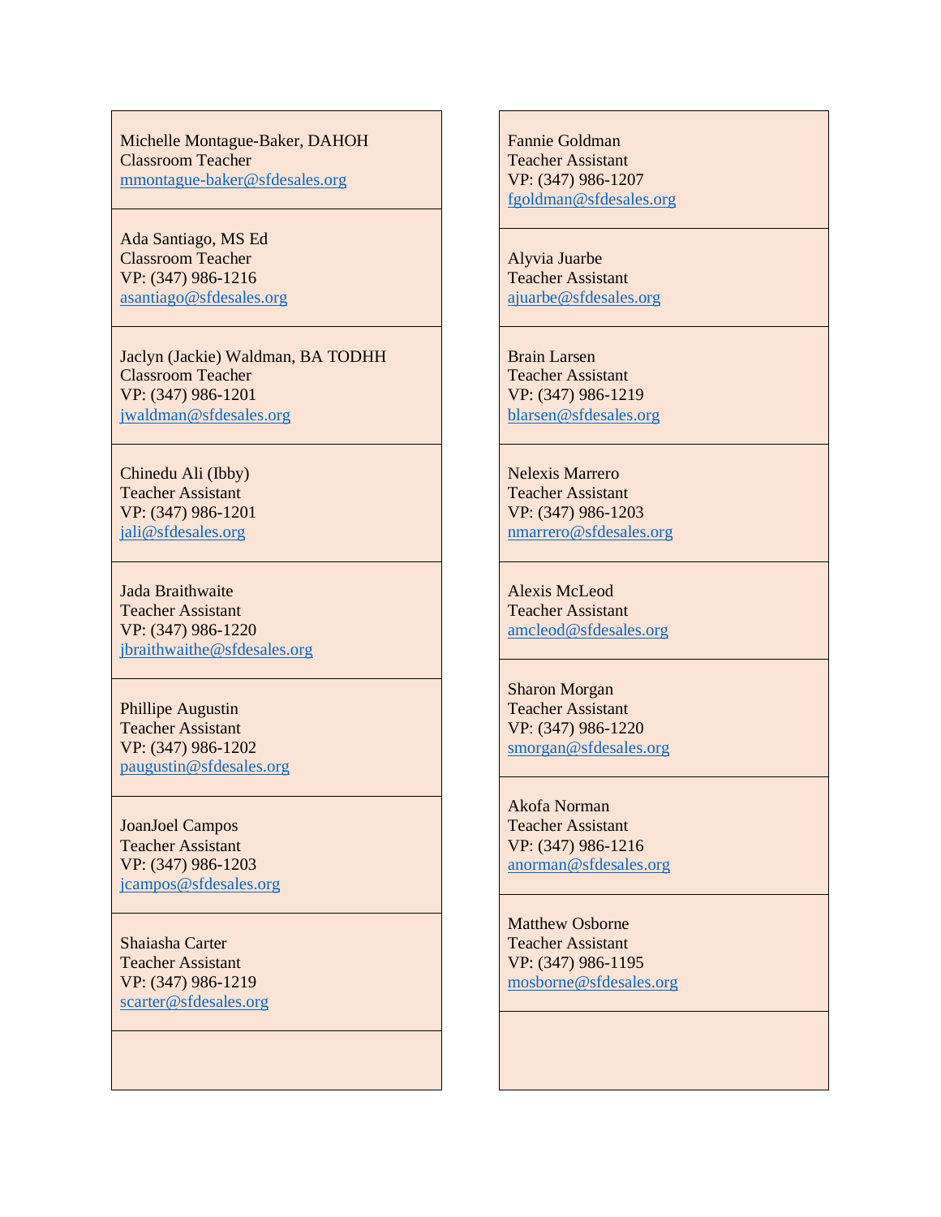Michelle Montague-Baker, DAHOH
Classroom Teacher
mmontague-baker@sfdesales.org

Ada Santiago, MS Ed
Classroom Teacher
VP: (347) 986-1216
asantiago@sfdesales.org

Jaclyn (Jackie) Waldman, BA TODHH
Classroom Teacher
VP: (347) 986-1201
jwaldman@sfdesales.org

Chinedu Ali (Ibby)
Teacher Assistant
VP: (347) 986-1201
jali@sfdesales.org

Jada Braithwaite
Teacher Assistant
VP: (347) 986-1220
jbraithwaithe@sfdesales.org

Phillipe Augustin
Teacher Assistant
VP: (347) 986-1202
paugustin@sfdesales.org

JoanJoel Campos
Teacher Assistant
VP: (347) 986-1203
jcampos@sfdesales.org

Shaiasha Carter
Teacher Assistant
VP: (347) 986-1219
scarter@sfdesales.org

Fannie Goldman
Teacher Assistant
VP: (347) 986-1207
fgoldman@sfdesales.org

Alyvia Juarbe
Teacher Assistant
ajuarbe@sfdesales.org

Brain Larsen
Teacher Assistant
VP: (347) 986-1219
blarsen@sfdesales.org

Nelexis Marrero
Teacher Assistant
VP: (347) 986-1203
nmarrero@sfdesales.org

Alexis McLeod
Teacher Assistant
amcleod@sfdesales.org

Sharon Morgan
Teacher Assistant
VP: (347) 986-1220
smorgan@sfdesales.org

Akofa Norman
Teacher Assistant
VP: (347) 986-1216
anorman@sfdesales.org

Matthew Osborne
Teacher Assistant
VP: (347) 986-1195
mosborne@sfdesales.org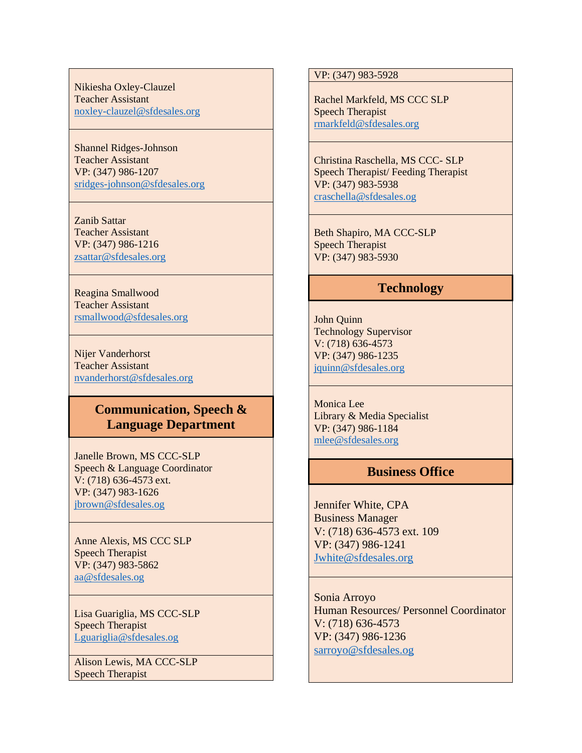Nikiesha Oxley-Clauzel
Teacher Assistant
noxley-clauzel@sfdesales.org

Shannel Ridges-Johnson
Teacher Assistant
VP: (347) 986-1207
sridges-johnson@sfdesales.org

Zanib Sattar
Teacher Assistant
VP: (347) 986-1216
zsattar@sfdesales.org

Reagina Smallwood
Teacher Assistant
rsmallwood@sfdesales.org

Nijer Vanderhorst
Teacher Assistant
nvanderhorst@sfdesales.org

## Communication, Speech & Language Department

Janelle Brown, MS CCC-SLP
Speech & Language Coordinator
V: (718) 636-4573 ext.
VP: (347) 983-1626
jbrown@sfdesales.og

Anne Alexis, MS CCC SLP
Speech Therapist
VP: (347) 983-5862
aa@sfdesales.og

Lisa Guariglia, MS CCC-SLP
Speech Therapist
Lguariglia@sfdesales.og

Alison Lewis, MA CCC-SLP
Speech Therapist
VP: (347) 983-5928

Rachel Markfeld, MS CCC SLP
Speech Therapist
rmarkfeld@sfdesales.org

Christina Raschella, MS CCC- SLP
Speech Therapist/ Feeding Therapist
VP: (347) 983-5938
craschella@sfdesales.og

Beth Shapiro, MA CCC-SLP
Speech Therapist
VP: (347) 983-5930

## Technology

John Quinn
Technology Supervisor
V: (718) 636-4573
VP: (347) 986-1235
jquinn@sfdesales.org

Monica Lee
Library & Media Specialist
VP: (347) 986-1184
mlee@sfdesales.org

## Business Office

Jennifer White, CPA
Business Manager
V: (718) 636-4573 ext. 109
VP: (347) 986-1241
Jwhite@sfdesales.org

Sonia Arroyo
Human Resources/ Personnel Coordinator
V: (718) 636-4573
VP: (347) 986-1236
sarroyo@sfdesales.og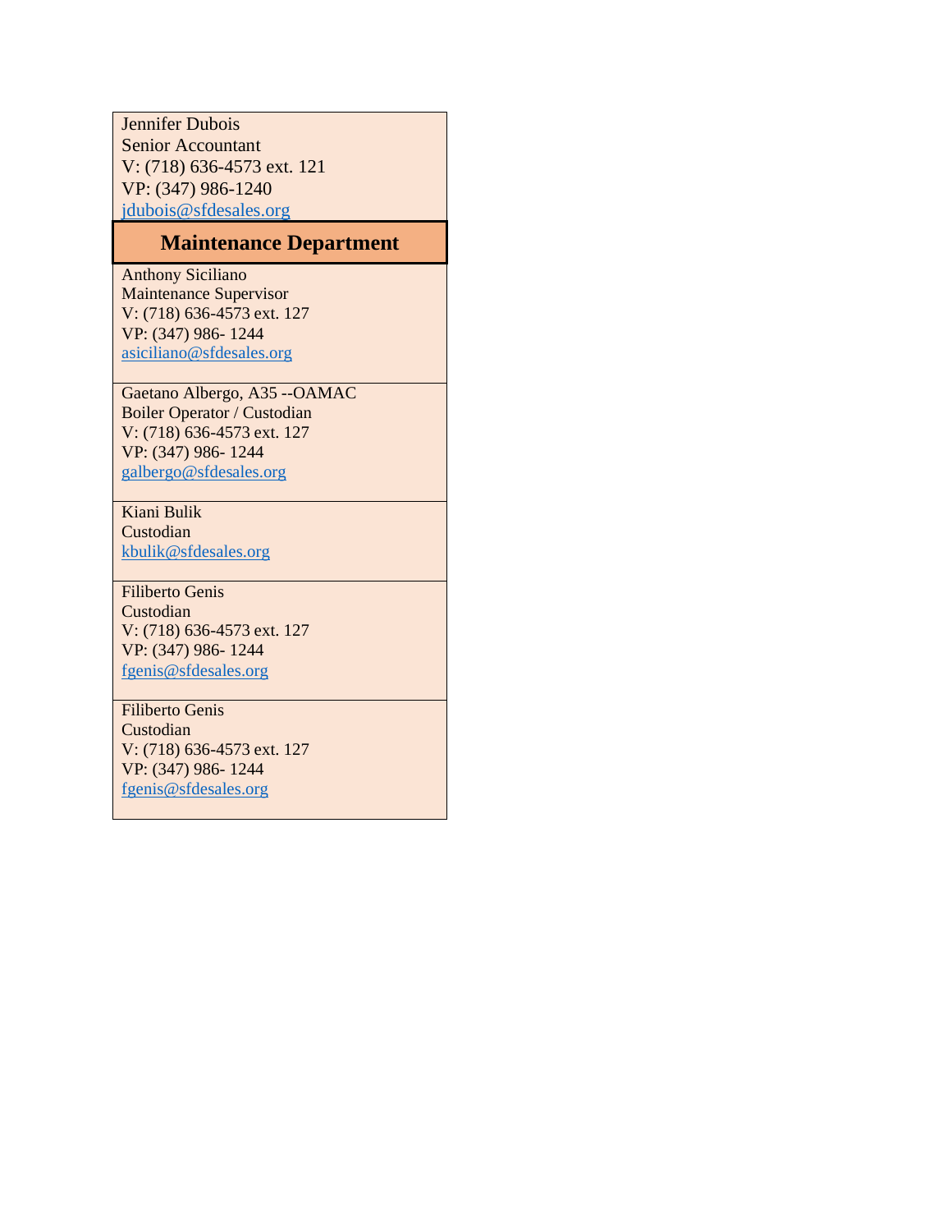Jennifer Dubois
Senior Accountant
V: (718) 636-4573 ext. 121
VP: (347) 986-1240
jdubois@sfdesales.org

## Maintenance Department

Anthony Siciliano
Maintenance Supervisor
V: (718) 636-4573 ext. 127
VP: (347) 986- 1244
asiciliano@sfdesales.org

Gaetano Albergo, A35 --OAMAC
Boiler Operator / Custodian
V: (718) 636-4573 ext. 127
VP: (347) 986- 1244
galbergo@sfdesales.org

Kiani Bulik
Custodian
kbulik@sfdesales.org

Filiberto Genis
Custodian
V: (718) 636-4573 ext. 127
VP: (347) 986- 1244
fgenis@sfdesales.org

Filiberto Genis
Custodian
V: (718) 636-4573 ext. 127
VP: (347) 986- 1244
fgenis@sfdesales.org